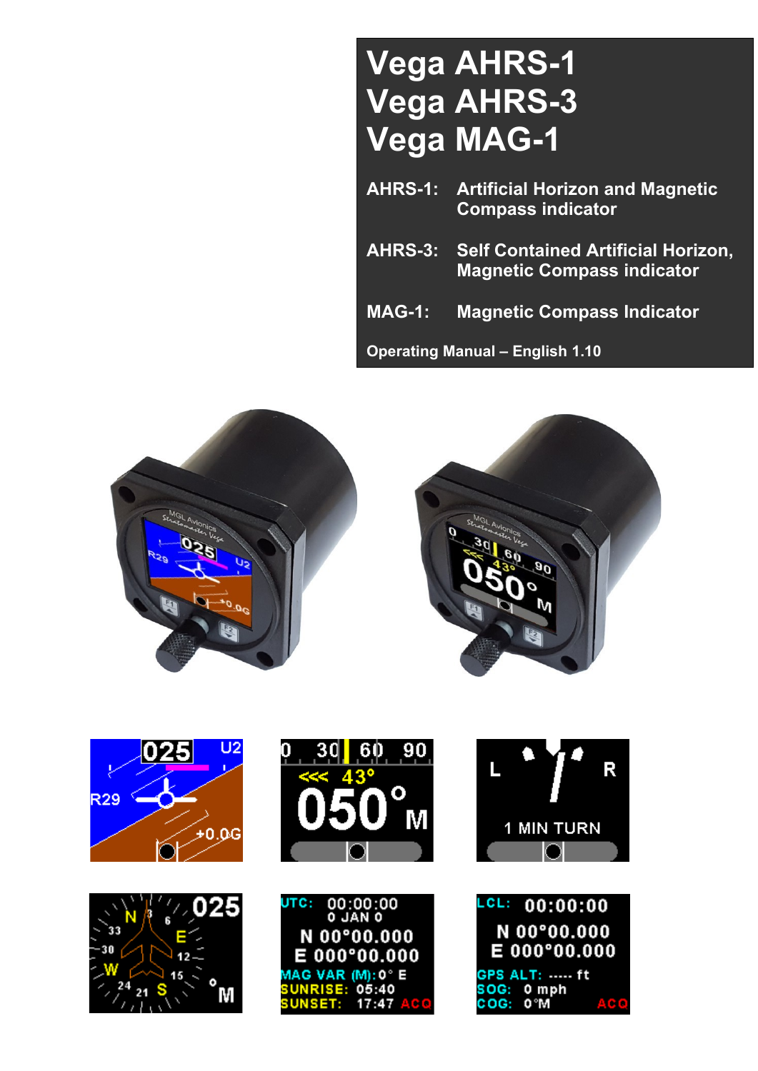# Vega AHRS-1
# Vega AHRS-3
# Vega MAG-1

**AHRS-1:** Artificial Horizon and Magnetic Compass indicator

**AHRS-3:** Self Contained Artificial Horizon, Magnetic Compass indicator

**MAG-1:** Magnetic Compass Indicator

**Operating Manual – English 1.10**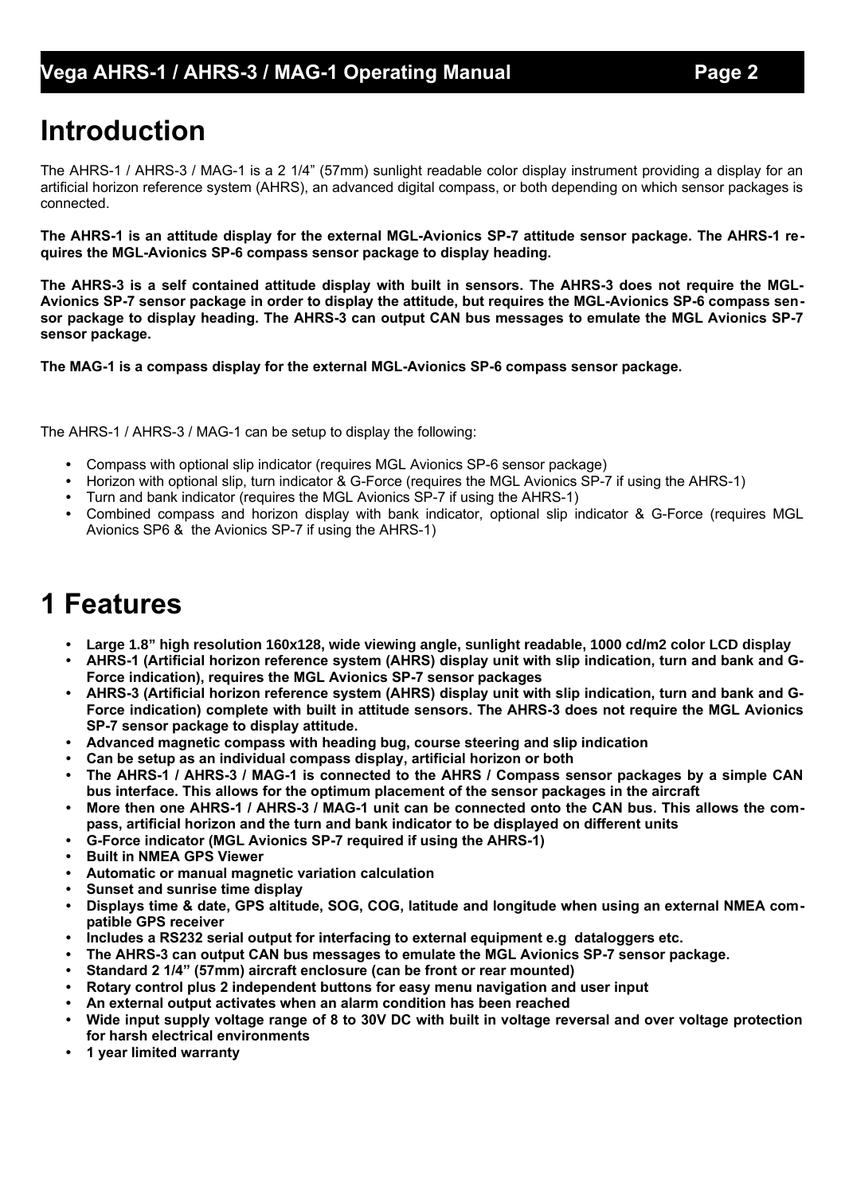# Introduction

The AHRS-1 / AHRS-3 / MAG-1 is a 2 1/4" (57mm) sunlight readable color display instrument providing a display for an artificial horizon reference system (AHRS), an advanced digital compass, or both depending on which sensor packages is connected.

**The AHRS-1 is an attitude display for the external MGL-Avionics SP-7 attitude sensor package. The AHRS-1 requires the MGL-Avionics SP-6 compass sensor package to display heading.**

**The AHRS-3 is a self contained attitude display with built in sensors. The AHRS-3 does not require the MGL-Avionics SP-7 sensor package in order to display the attitude, but requires the MGL-Avionics SP-6 compass sensor package to display heading. The AHRS-3 can output CAN bus messages to emulate the MGL Avionics SP-7 sensor package.**

**The MAG-1 is a compass display for the external MGL-Avionics SP-6 compass sensor package.**

The AHRS-1 / AHRS-3 / MAG-1 can be setup to display the following:

- Compass with optional slip indicator (requires MGL Avionics SP-6 sensor package)
- Horizon with optional slip, turn indicator & G-Force (requires the MGL Avionics SP-7 if using the AHRS-1)
- Turn and bank indicator (requires the MGL Avionics SP-7 if using the AHRS-1)
- Combined compass and horizon display with bank indicator, optional slip indicator & G-Force (requires MGL Avionics SP6 & the Avionics SP-7 if using the AHRS-1)

# 1 Features

- **Large 1.8" high resolution 160x128, wide viewing angle, sunlight readable, 1000 cd/m2 color LCD display**
- **AHRS-1 (Artificial horizon reference system (AHRS) display unit with slip indication, turn and bank and G-Force indication), requires the MGL Avionics SP-7 sensor packages**
- **AHRS-3 (Artificial horizon reference system (AHRS) display unit with slip indication, turn and bank and G-Force indication) complete with built in attitude sensors. The AHRS-3 does not require the MGL Avionics SP-7 sensor package to display attitude.**
- **Advanced magnetic compass with heading bug, course steering and slip indication**
- **Can be setup as an individual compass display, artificial horizon or both**
- **The AHRS-1 / AHRS-3 / MAG-1 is connected to the AHRS / Compass sensor packages by a simple CAN bus interface. This allows for the optimum placement of the sensor packages in the aircraft**
- **More then one AHRS-1 / AHRS-3 / MAG-1 unit can be connected onto the CAN bus. This allows the compass, artificial horizon and the turn and bank indicator to be displayed on different units**
- **G-Force indicator (MGL Avionics SP-7 required if using the AHRS-1)**
- **Built in NMEA GPS Viewer**
- **Automatic or manual magnetic variation calculation**
- **Sunset and sunrise time display**
- **Displays time & date, GPS altitude, SOG, COG, latitude and longitude when using an external NMEA compatible GPS receiver**
- **Includes a RS232 serial output for interfacing to external equipment e.g dataloggers etc.**
- **The AHRS-3 can output CAN bus messages to emulate the MGL Avionics SP-7 sensor package.**
- **Standard 2 1/4" (57mm) aircraft enclosure (can be front or rear mounted)**
- **Rotary control plus 2 independent buttons for easy menu navigation and user input**
- **An external output activates when an alarm condition has been reached**
- **Wide input supply voltage range of 8 to 30V DC with built in voltage reversal and over voltage protection for harsh electrical environments**
- **1 year limited warranty**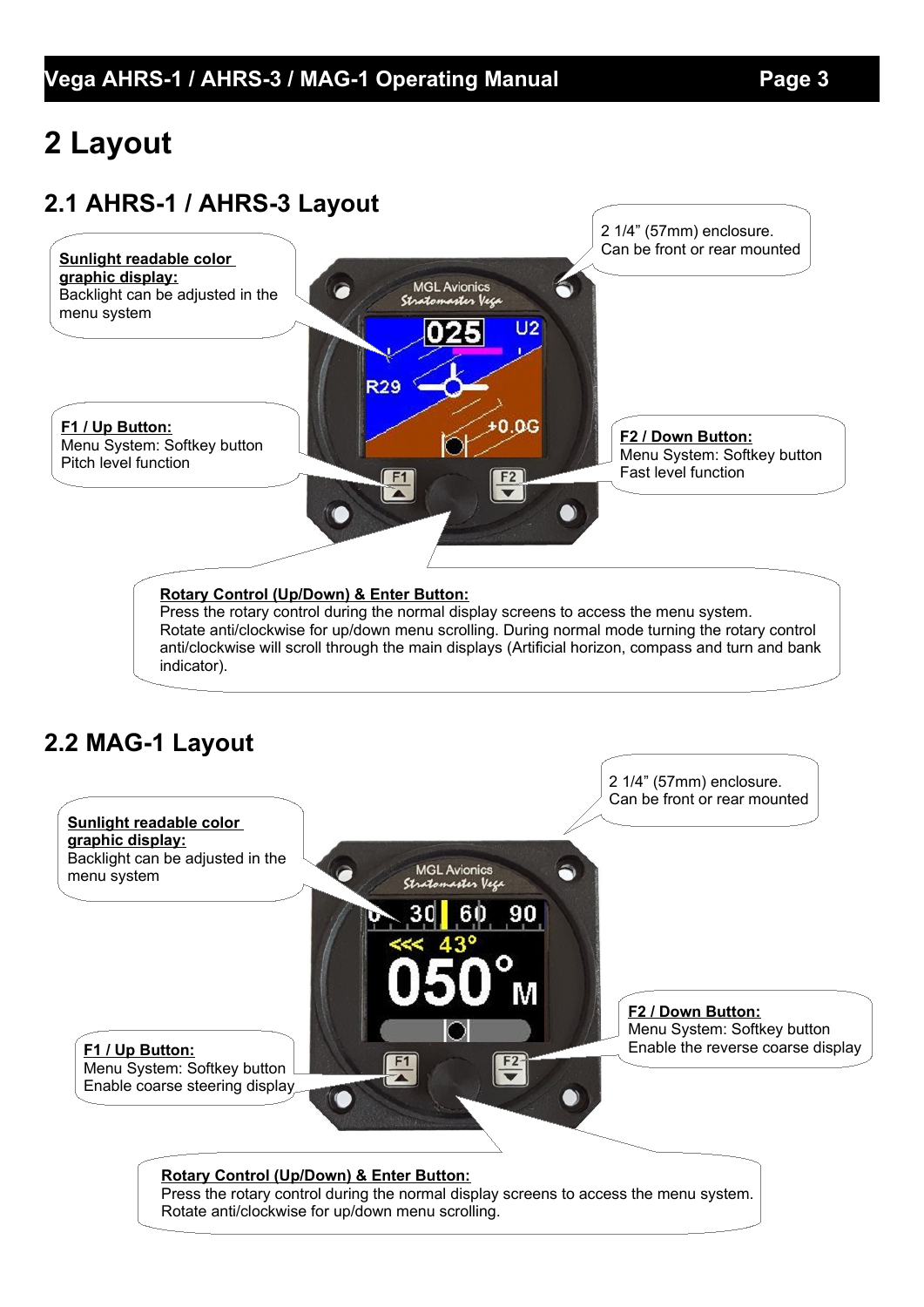# 2 Layout

## 2.1 AHRS-1 / AHRS-3 Layout

2 1/4" (57mm) enclosure.
Can be front or rear mounted

**Sunlight readable color graphic display:**
Backlight can be adjusted in the menu system

**F1 / Up Button:**
Menu System: Softkey button
Pitch level function

**F2 / Down Button:**
Menu System: Softkey button
Fast level function

**Rotary Control (Up/Down) & Enter Button:**
Press the rotary control during the normal display screens to access the menu system.
Rotate anti/clockwise for up/down menu scrolling. During normal mode turning the rotary control anti/clockwise will scroll through the main displays (Artificial horizon, compass and turn and bank indicator).

## 2.2 MAG-1 Layout

2 1/4" (57mm) enclosure.
Can be front or rear mounted

**Sunlight readable color graphic display:**
Backlight can be adjusted in the menu system

**F2 / Down Button:**
Menu System: Softkey button
Enable the reverse coarse display

**F1 / Up Button:**
Menu System: Softkey button
Enable coarse steering display

**Rotary Control (Up/Down) & Enter Button:**
Press the rotary control during the normal display screens to access the menu system.
Rotate anti/clockwise for up/down menu scrolling.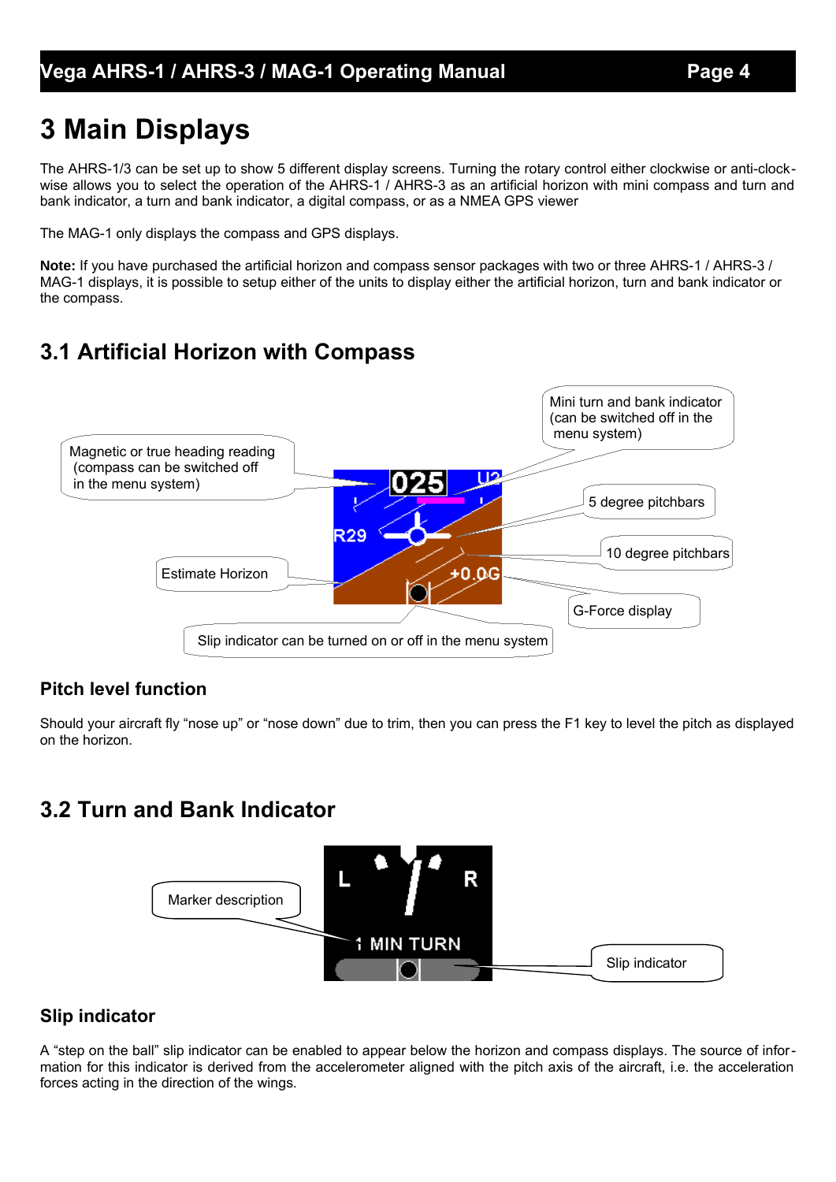# 3 Main Displays

The AHRS-1/3 can be set up to show 5 different display screens. Turning the rotary control either clockwise or anti-clockwise allows you to select the operation of the AHRS-1 / AHRS-3 as an artificial horizon with mini compass and turn and bank indicator, a turn and bank indicator, a digital compass, or as a NMEA GPS viewer

The MAG-1 only displays the compass and GPS displays.

**Note:** If you have purchased the artificial horizon and compass sensor packages with two or three AHRS-1 / AHRS-3 / MAG-1 displays, it is possible to setup either of the units to display either the artificial horizon, turn and bank indicator or the compass.

## 3.1 Artificial Horizon with Compass

Mini turn and bank indicator (can be switched off in the menu system)

Magnetic or true heading reading (compass can be switched off in the menu system)

5 degree pitchbars

10 degree pitchbars

Estimate Horizon

G-Force display

Slip indicator can be turned on or off in the menu system

### Pitch level function

Should your aircraft fly "nose up" or "nose down" due to trim, then you can press the F1 key to level the pitch as displayed on the horizon.

## 3.2 Turn and Bank Indicator

Marker description

Slip indicator

### Slip indicator

A "step on the ball" slip indicator can be enabled to appear below the horizon and compass displays. The source of information for this indicator is derived from the accelerometer aligned with the pitch axis of the aircraft, i.e. the acceleration forces acting in the direction of the wings.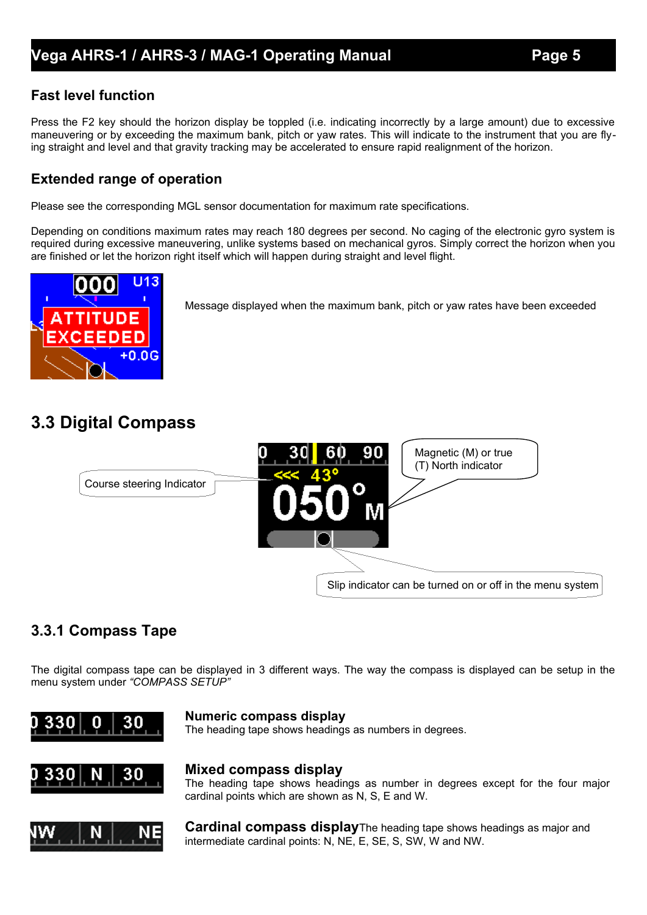## Fast level function

Press the F2 key should the horizon display be toppled (i.e. indicating incorrectly by a large amount) due to excessive maneuvering or by exceeding the maximum bank, pitch or yaw rates. This will indicate to the instrument that you are flying straight and level and that gravity tracking may be accelerated to ensure rapid realignment of the horizon.

## Extended range of operation

Please see the corresponding MGL sensor documentation for maximum rate specifications.

Depending on conditions maximum rates may reach 180 degrees per second. No caging of the electronic gyro system is required during excessive maneuvering, unlike systems based on mechanical gyros. Simply correct the horizon when you are finished or let the horizon right itself which will happen during straight and level flight.

Message displayed when the maximum bank, pitch or yaw rates have been exceeded

# 3.3 Digital Compass

Course steering Indicator

Magnetic (M) or true (T) North indicator

Slip indicator can be turned on or off in the menu system

## 3.3.1 Compass Tape

The digital compass tape can be displayed in 3 different ways. The way the compass is displayed can be setup in the menu system under *"COMPASS SETUP"*

**Numeric compass display**
The heading tape shows headings as numbers in degrees.

**Mixed compass display**
The heading tape shows headings as number in degrees except for the four major cardinal points which are shown as N, S, E and W.

**Cardinal compass display** The heading tape shows headings as major and intermediate cardinal points: N, NE, E, SE, S, SW, W and NW.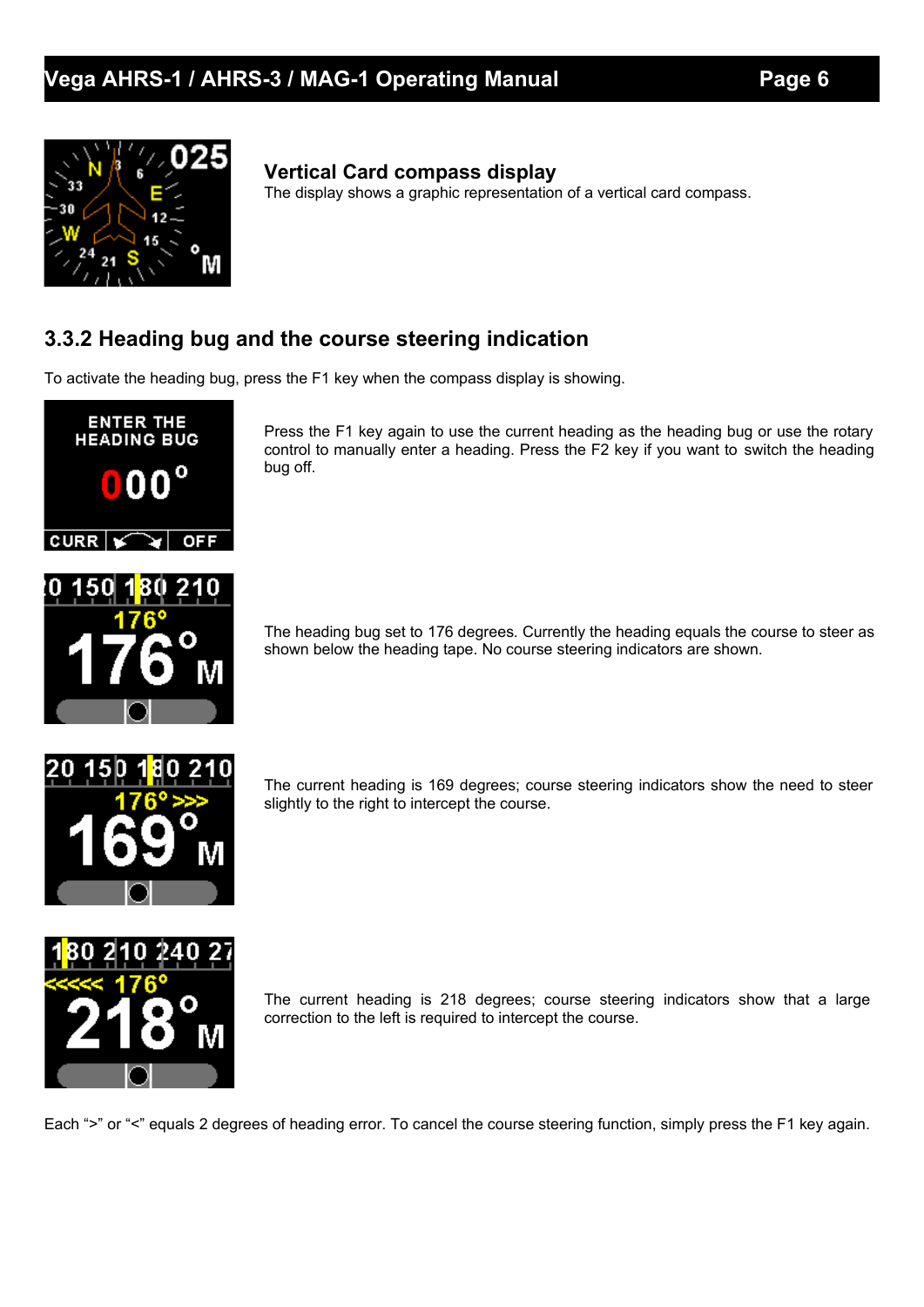**Vertical Card compass display**

The display shows a graphic representation of a vertical card compass.

## 3.3.2 Heading bug and the course steering indication

To activate the heading bug, press the F1 key when the compass display is showing.

Press the F1 key again to use the current heading as the heading bug or use the rotary control to manually enter a heading. Press the F2 key if you want to switch the heading bug off.

The heading bug set to 176 degrees. Currently the heading equals the course to steer as shown below the heading tape. No course steering indicators are shown.

The current heading is 169 degrees; course steering indicators show the need to steer slightly to the right to intercept the course.

The current heading is 218 degrees; course steering indicators show that a large correction to the left is required to intercept the course.

Each “>” or “<” equals 2 degrees of heading error. To cancel the course steering function, simply press the F1 key again.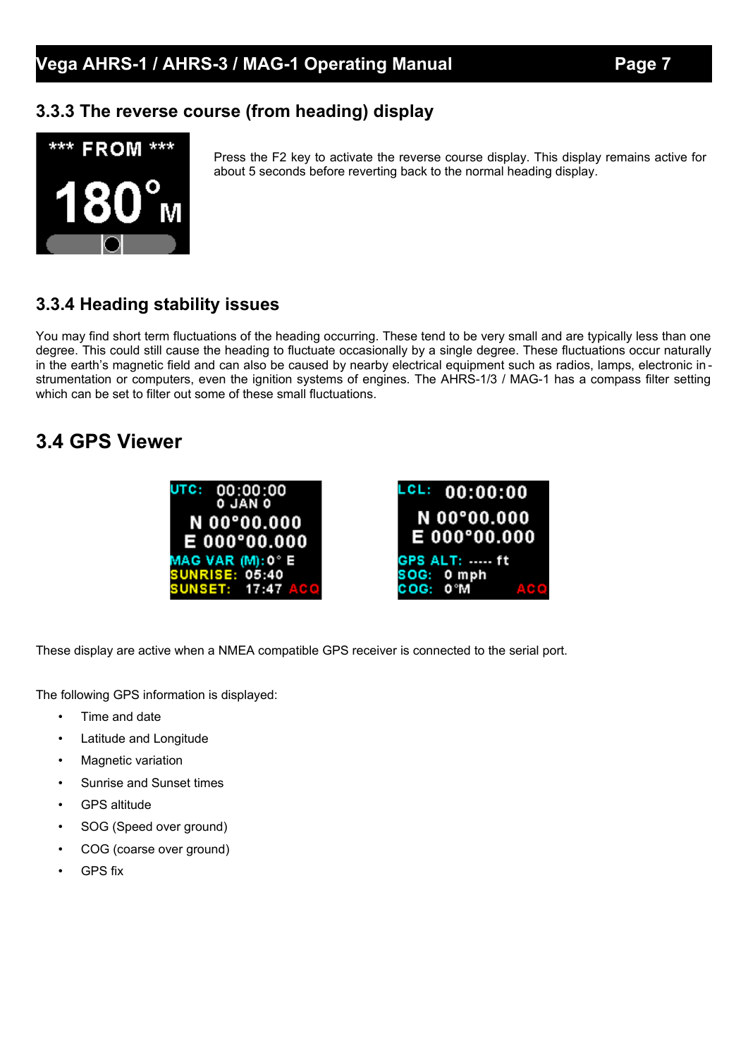## 3.3.3 The reverse course (from heading) display

Press the F2 key to activate the reverse course display. This display remains active for about 5 seconds before reverting back to the normal heading display.

## 3.3.4 Heading stability issues

You may find short term fluctuations of the heading occurring. These tend to be very small and are typically less than one degree. This could still cause the heading to fluctuate occasionally by a single degree. These fluctuations occur naturally in the earth's magnetic field and can also be caused by nearby electrical equipment such as radios, lamps, electronic instrumentation or computers, even the ignition systems of engines. The AHRS-1/3 / MAG-1 has a compass filter setting which can be set to filter out some of these small fluctuations.

# 3.4 GPS Viewer

These display are active when a NMEA compatible GPS receiver is connected to the serial port.

The following GPS information is displayed:

- Time and date
- Latitude and Longitude
- Magnetic variation
- Sunrise and Sunset times
- GPS altitude
- SOG (Speed over ground)
- COG (coarse over ground)
- GPS fix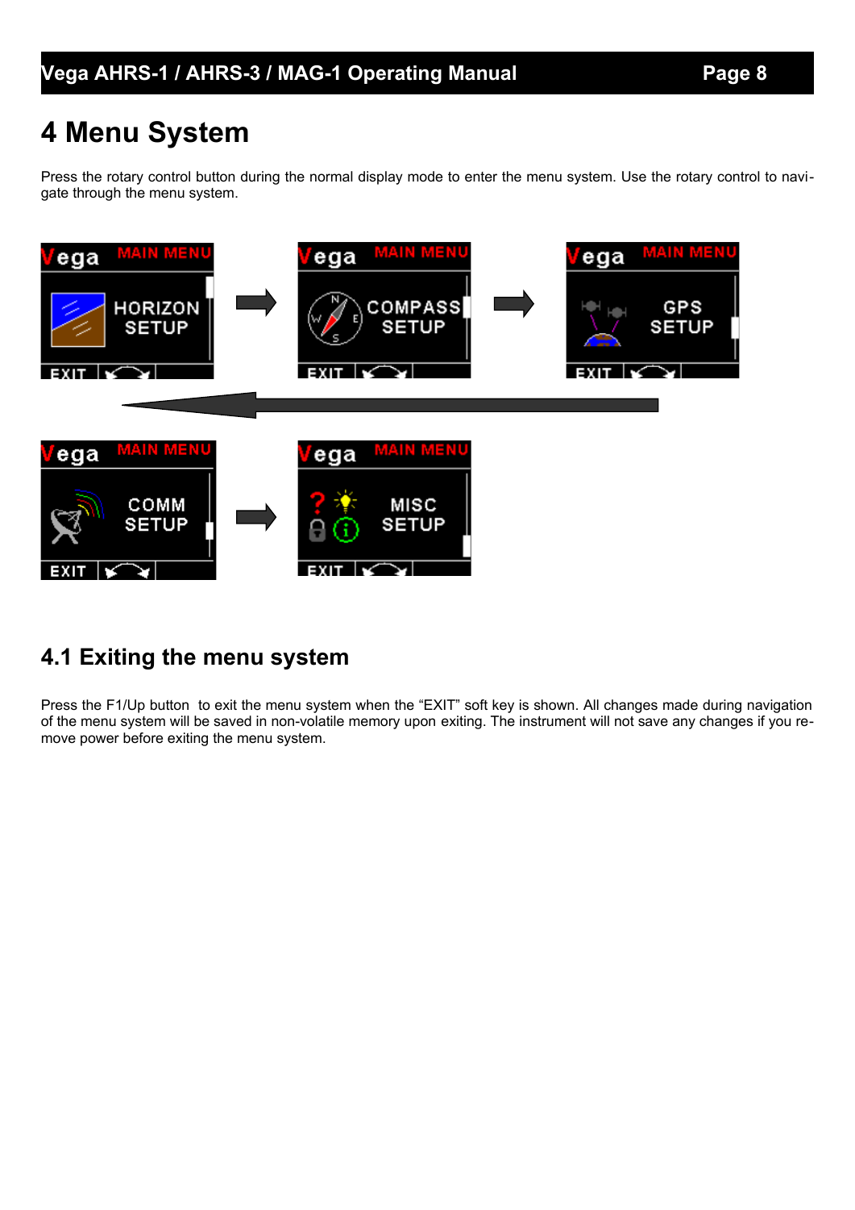# 4 Menu System

Press the rotary control button during the normal display mode to enter the menu system. Use the rotary control to navigate through the menu system.

## 4.1 Exiting the menu system

Press the F1/Up button to exit the menu system when the "EXIT" soft key is shown. All changes made during navigation of the menu system will be saved in non-volatile memory upon exiting. The instrument will not save any changes if you remove power before exiting the menu system.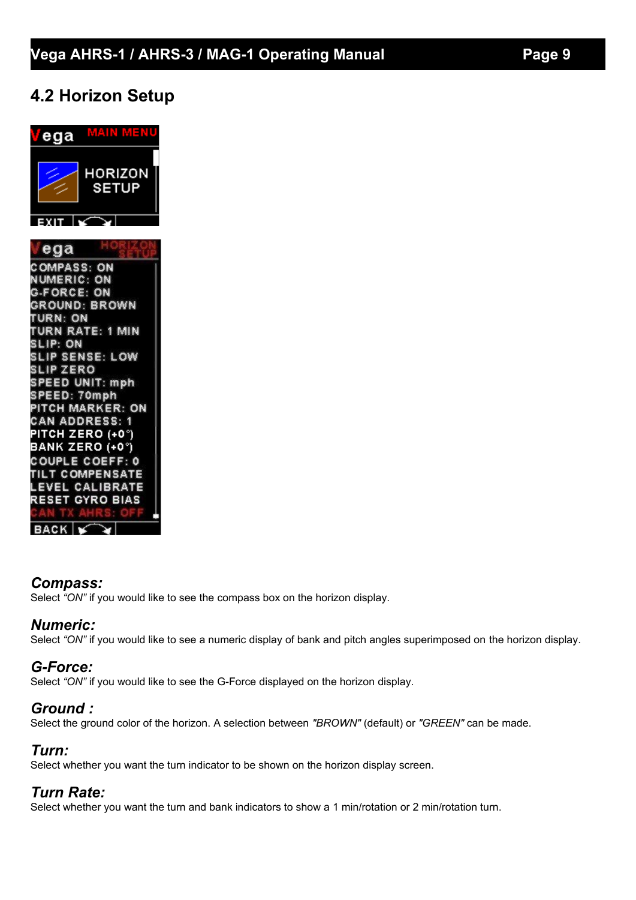## 4.2 Horizon Setup

### *Compass:*
Select *"ON"* if you would like to see the compass box on the horizon display.

### *Numeric:*
Select *"ON"* if you would like to see a numeric display of bank and pitch angles superimposed on the horizon display.

### *G-Force:*
Select *"ON"* if you would like to see the G-Force displayed on the horizon display.

### *Ground :*
Select the ground color of the horizon. A selection between *"BROWN"* (default) or *"GREEN"* can be made.

### *Turn:*
Select whether you want the turn indicator to be shown on the horizon display screen.

### *Turn Rate:*
Select whether you want the turn and bank indicators to show a 1 min/rotation or 2 min/rotation turn.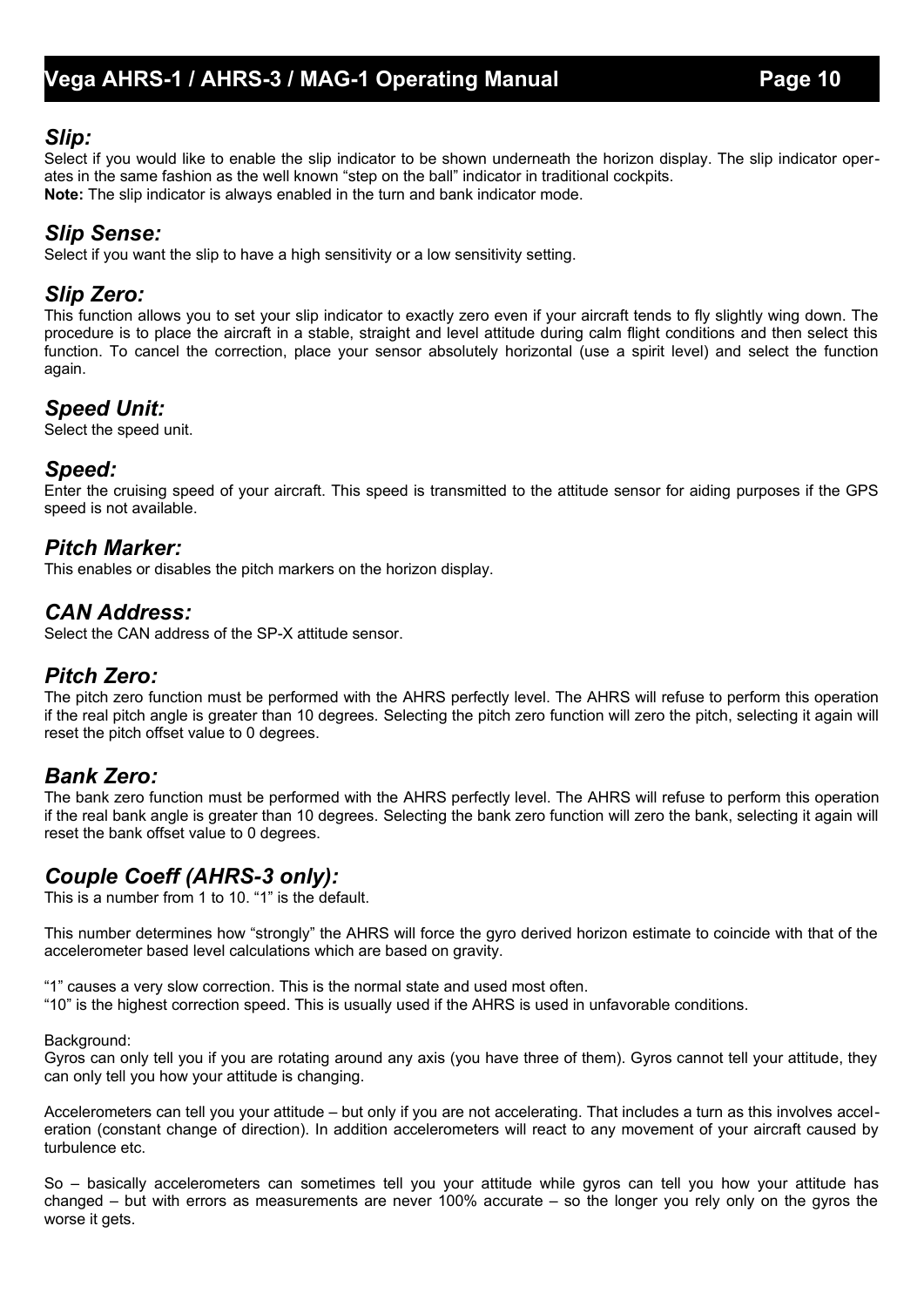### *Slip:*

Select if you would like to enable the slip indicator to be shown underneath the horizon display. The slip indicator operates in the same fashion as the well known "step on the ball" indicator in traditional cockpits.
**Note:** The slip indicator is always enabled in the turn and bank indicator mode.

### *Slip Sense:*

Select if you want the slip to have a high sensitivity or a low sensitivity setting.

### *Slip Zero:*

This function allows you to set your slip indicator to exactly zero even if your aircraft tends to fly slightly wing down. The procedure is to place the aircraft in a stable, straight and level attitude during calm flight conditions and then select this function. To cancel the correction, place your sensor absolutely horizontal (use a spirit level) and select the function again.

### *Speed Unit:*

Select the speed unit.

### *Speed:*

Enter the cruising speed of your aircraft. This speed is transmitted to the attitude sensor for aiding purposes if the GPS speed is not available.

### *Pitch Marker:*

This enables or disables the pitch markers on the horizon display.

### *CAN Address:*

Select the CAN address of the SP-X attitude sensor.

### *Pitch Zero:*

The pitch zero function must be performed with the AHRS perfectly level. The AHRS will refuse to perform this operation if the real pitch angle is greater than 10 degrees. Selecting the pitch zero function will zero the pitch, selecting it again will reset the pitch offset value to 0 degrees.

### *Bank Zero:*

The bank zero function must be performed with the AHRS perfectly level. The AHRS will refuse to perform this operation if the real bank angle is greater than 10 degrees. Selecting the bank zero function will zero the bank, selecting it again will reset the bank offset value to 0 degrees.

### *Couple Coeff (AHRS-3 only):*

This is a number from 1 to 10. "1" is the default.

This number determines how "strongly" the AHRS will force the gyro derived horizon estimate to coincide with that of the accelerometer based level calculations which are based on gravity.

"1" causes a very slow correction. This is the normal state and used most often.
"10" is the highest correction speed. This is usually used if the AHRS is used in unfavorable conditions.

Background:
Gyros can only tell you if you are rotating around any axis (you have three of them). Gyros cannot tell your attitude, they can only tell you how your attitude is changing.

Accelerometers can tell you your attitude – but only if you are not accelerating. That includes a turn as this involves acceleration (constant change of direction). In addition accelerometers will react to any movement of your aircraft caused by turbulence etc.

So – basically accelerometers can sometimes tell you your attitude while gyros can tell you how your attitude has changed – but with errors as measurements are never 100% accurate – so the longer you rely only on the gyros the worse it gets.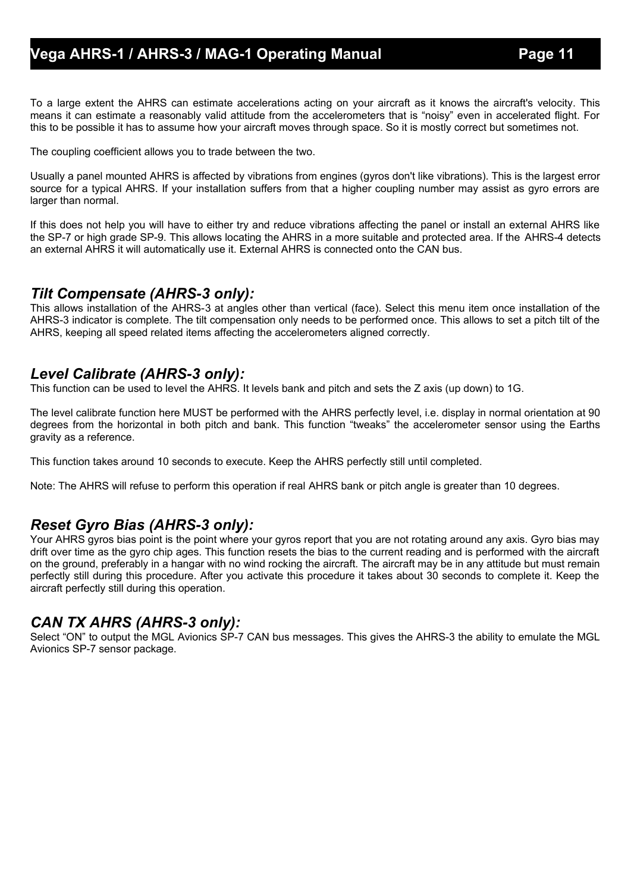To a large extent the AHRS can estimate accelerations acting on your aircraft as it knows the aircraft's velocity. This means it can estimate a reasonably valid attitude from the accelerometers that is “noisy” even in accelerated flight. For this to be possible it has to assume how your aircraft moves through space. So it is mostly correct but sometimes not.

The coupling coefficient allows you to trade between the two.

Usually a panel mounted AHRS is affected by vibrations from engines (gyros don't like vibrations). This is the largest error source for a typical AHRS. If your installation suffers from that a higher coupling number may assist as gyro errors are larger than normal.

If this does not help you will have to either try and reduce vibrations affecting the panel or install an external AHRS like the SP-7 or high grade SP-9. This allows locating the AHRS in a more suitable and protected area. If the AHRS-4 detects an external AHRS it will automatically use it. External AHRS is connected onto the CAN bus.

## *Tilt Compensate (AHRS-3 only):*

This allows installation of the AHRS-3 at angles other than vertical (face). Select this menu item once installation of the AHRS-3 indicator is complete. The tilt compensation only needs to be performed once. This allows to set a pitch tilt of the AHRS, keeping all speed related items affecting the accelerometers aligned correctly.

## *Level Calibrate (AHRS-3 only):*

This function can be used to level the AHRS. It levels bank and pitch and sets the Z axis (up down) to 1G.

The level calibrate function here MUST be performed with the AHRS perfectly level, i.e. display in normal orientation at 90 degrees from the horizontal in both pitch and bank. This function “tweaks” the accelerometer sensor using the Earths gravity as a reference.

This function takes around 10 seconds to execute. Keep the AHRS perfectly still until completed.

Note: The AHRS will refuse to perform this operation if real AHRS bank or pitch angle is greater than 10 degrees.

## *Reset Gyro Bias (AHRS-3 only):*

Your AHRS gyros bias point is the point where your gyros report that you are not rotating around any axis. Gyro bias may drift over time as the gyro chip ages. This function resets the bias to the current reading and is performed with the aircraft on the ground, preferably in a hangar with no wind rocking the aircraft. The aircraft may be in any attitude but must remain perfectly still during this procedure. After you activate this procedure it takes about 30 seconds to complete it. Keep the aircraft perfectly still during this operation.

## *CAN TX AHRS (AHRS-3 only):*

Select “ON” to output the MGL Avionics SP-7 CAN bus messages. This gives the AHRS-3 the ability to emulate the MGL Avionics SP-7 sensor package.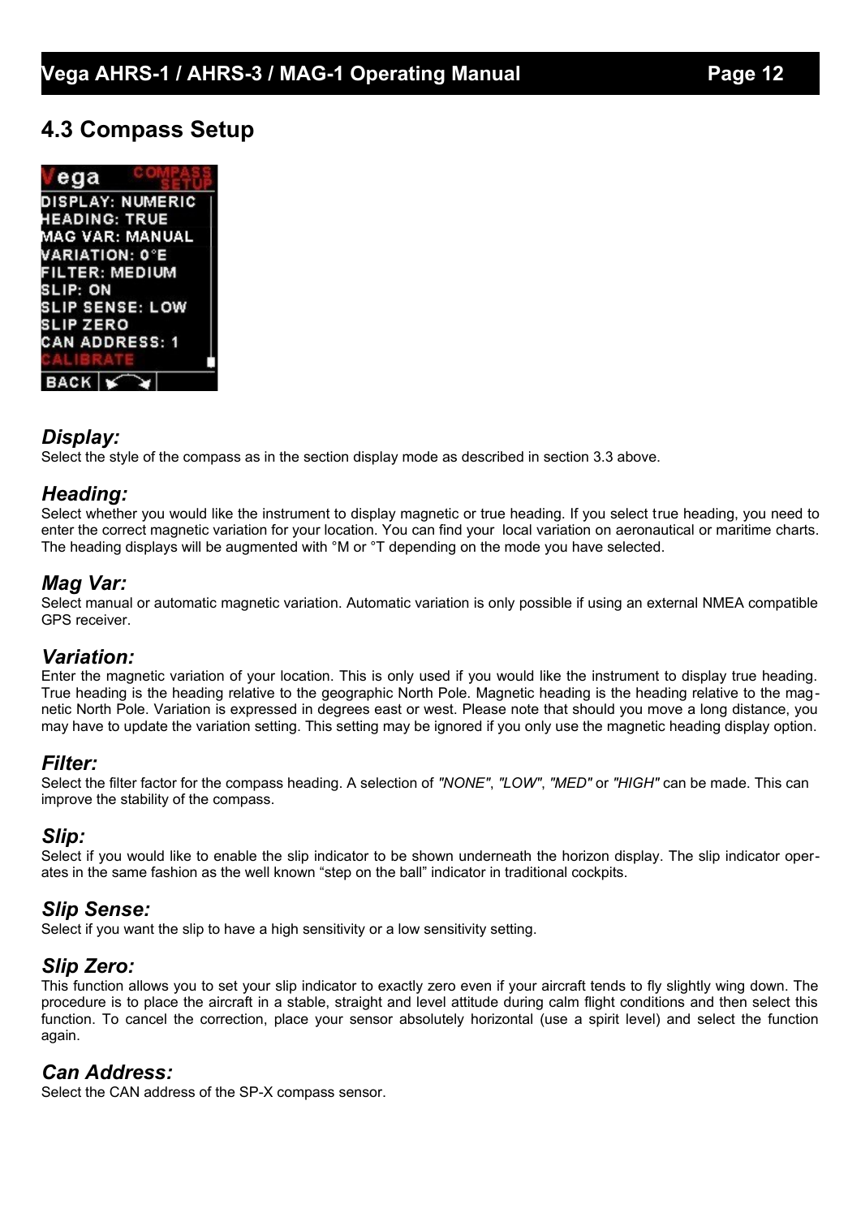## 4.3 Compass Setup

### *Display:*
Select the style of the compass as in the section display mode as described in section 3.3 above.

### *Heading:*
Select whether you would like the instrument to display magnetic or true heading. If you select true heading, you need to enter the correct magnetic variation for your location. You can find your local variation on aeronautical or maritime charts. The heading displays will be augmented with °M or °T depending on the mode you have selected.

### *Mag Var:*
Select manual or automatic magnetic variation. Automatic variation is only possible if using an external NMEA compatible GPS receiver.

### *Variation:*
Enter the magnetic variation of your location. This is only used if you would like the instrument to display true heading. True heading is the heading relative to the geographic North Pole. Magnetic heading is the heading relative to the magnetic North Pole. Variation is expressed in degrees east or west. Please note that should you move a long distance, you may have to update the variation setting. This setting may be ignored if you only use the magnetic heading display option.

### *Filter:*
Select the filter factor for the compass heading. A selection of *"NONE"*, *"LOW"*, *"MED"* or *"HIGH"* can be made. This can improve the stability of the compass.

### *Slip:*
Select if you would like to enable the slip indicator to be shown underneath the horizon display. The slip indicator operates in the same fashion as the well known "step on the ball" indicator in traditional cockpits.

### *Slip Sense:*
Select if you want the slip to have a high sensitivity or a low sensitivity setting.

### *Slip Zero:*
This function allows you to set your slip indicator to exactly zero even if your aircraft tends to fly slightly wing down. The procedure is to place the aircraft in a stable, straight and level attitude during calm flight conditions and then select this function. To cancel the correction, place your sensor absolutely horizontal (use a spirit level) and select the function again.

### *Can Address:*
Select the CAN address of the SP-X compass sensor.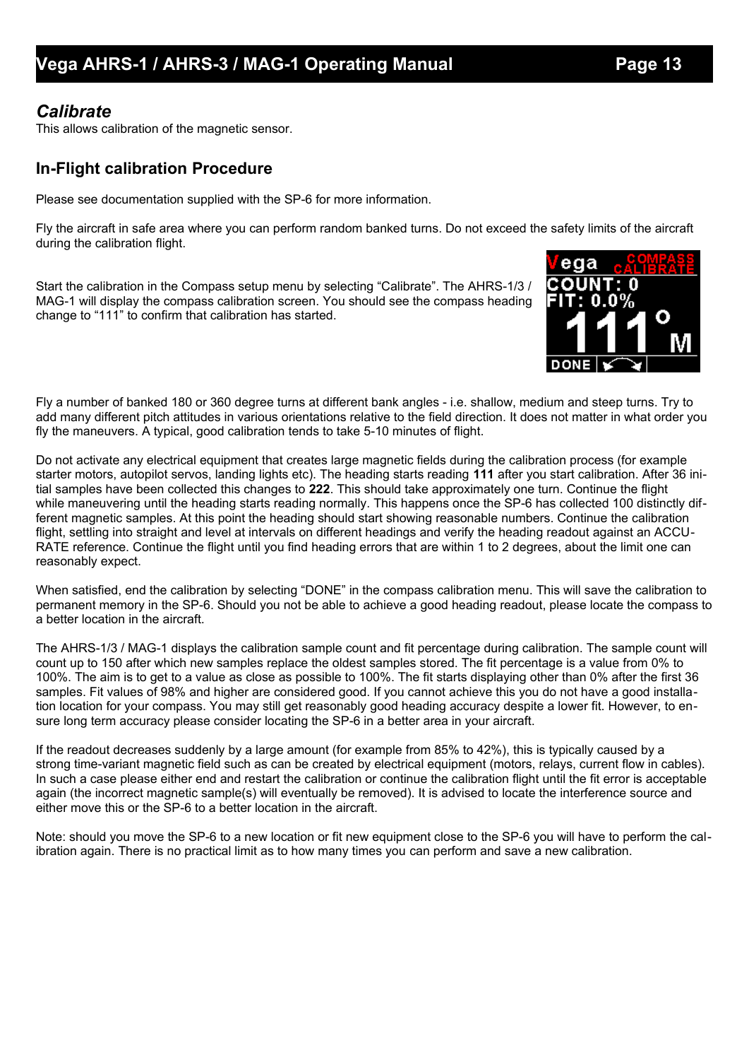## *Calibrate*

This allows calibration of the magnetic sensor.

### In-Flight calibration Procedure

Please see documentation supplied with the SP-6 for more information.

Fly the aircraft in safe area where you can perform random banked turns. Do not exceed the safety limits of the aircraft during the calibration flight.

Start the calibration in the Compass setup menu by selecting "Calibrate". The AHRS-1/3 / MAG-1 will display the compass calibration screen. You should see the compass heading change to "111" to confirm that calibration has started.

Fly a number of banked 180 or 360 degree turns at different bank angles - i.e. shallow, medium and steep turns. Try to add many different pitch attitudes in various orientations relative to the field direction. It does not matter in what order you fly the maneuvers. A typical, good calibration tends to take 5-10 minutes of flight.

Do not activate any electrical equipment that creates large magnetic fields during the calibration process (for example starter motors, autopilot servos, landing lights etc). The heading starts reading **111** after you start calibration. After 36 initial samples have been collected this changes to **222**. This should take approximately one turn. Continue the flight while maneuvering until the heading starts reading normally. This happens once the SP-6 has collected 100 distinctly different magnetic samples. At this point the heading should start showing reasonable numbers. Continue the calibration flight, settling into straight and level at intervals on different headings and verify the heading readout against an ACCURATE reference. Continue the flight until you find heading errors that are within 1 to 2 degrees, about the limit one can reasonably expect.

When satisfied, end the calibration by selecting "DONE" in the compass calibration menu. This will save the calibration to permanent memory in the SP-6. Should you not be able to achieve a good heading readout, please locate the compass to a better location in the aircraft.

The AHRS-1/3 / MAG-1 displays the calibration sample count and fit percentage during calibration. The sample count will count up to 150 after which new samples replace the oldest samples stored. The fit percentage is a value from 0% to 100%. The aim is to get to a value as close as possible to 100%. The fit starts displaying other than 0% after the first 36 samples. Fit values of 98% and higher are considered good. If you cannot achieve this you do not have a good installation location for your compass. You may still get reasonably good heading accuracy despite a lower fit. However, to ensure long term accuracy please consider locating the SP-6 in a better area in your aircraft.

If the readout decreases suddenly by a large amount (for example from 85% to 42%), this is typically caused by a strong time-variant magnetic field such as can be created by electrical equipment (motors, relays, current flow in cables). In such a case please either end and restart the calibration or continue the calibration flight until the fit error is acceptable again (the incorrect magnetic sample(s) will eventually be removed). It is advised to locate the interference source and either move this or the SP-6 to a better location in the aircraft.

Note: should you move the SP-6 to a new location or fit new equipment close to the SP-6 you will have to perform the calibration again. There is no practical limit as to how many times you can perform and save a new calibration.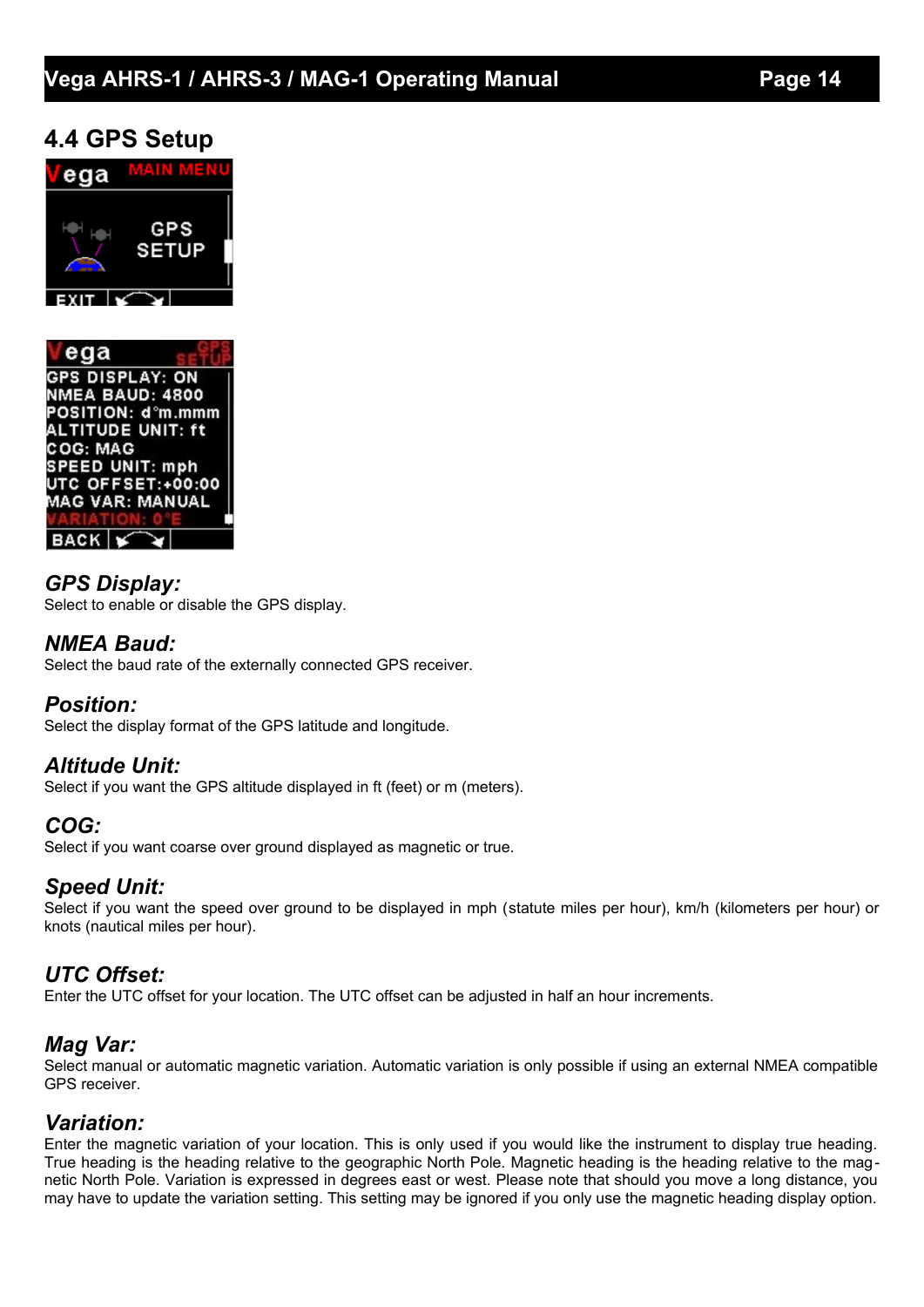## 4.4 GPS Setup

### *GPS Display:*

Select to enable or disable the GPS display.

### *NMEA Baud:*

Select the baud rate of the externally connected GPS receiver.

### *Position:*

Select the display format of the GPS latitude and longitude.

### *Altitude Unit:*

Select if you want the GPS altitude displayed in ft (feet) or m (meters).

### *COG:*

Select if you want coarse over ground displayed as magnetic or true.

### *Speed Unit:*

Select if you want the speed over ground to be displayed in mph (statute miles per hour), km/h (kilometers per hour) or knots (nautical miles per hour).

### *UTC Offset:*

Enter the UTC offset for your location. The UTC offset can be adjusted in half an hour increments.

### *Mag Var:*

Select manual or automatic magnetic variation. Automatic variation is only possible if using an external NMEA compatible GPS receiver.

### *Variation:*

Enter the magnetic variation of your location. This is only used if you would like the instrument to display true heading. True heading is the heading relative to the geographic North Pole. Magnetic heading is the heading relative to the magnetic North Pole. Variation is expressed in degrees east or west. Please note that should you move a long distance, you may have to update the variation setting. This setting may be ignored if you only use the magnetic heading display option.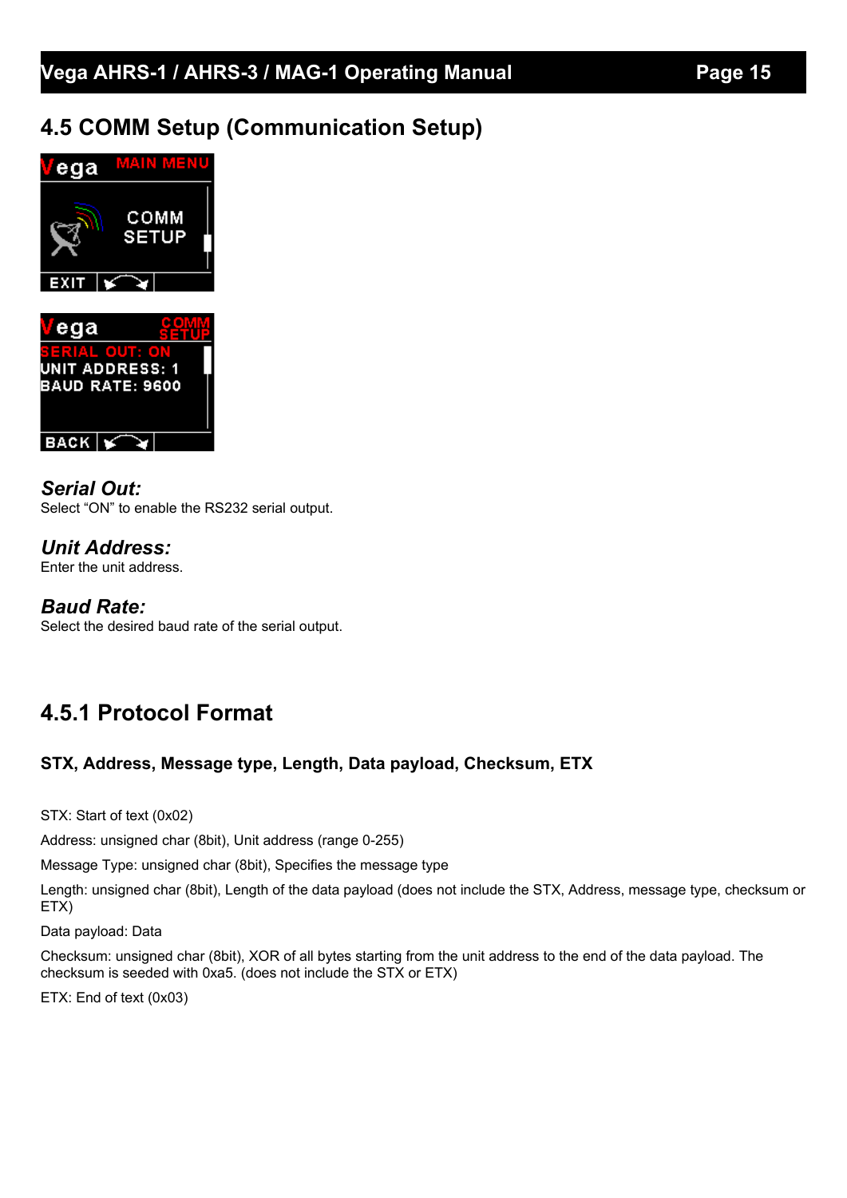## 4.5 COMM Setup (Communication Setup)

### *Serial Out:*

Select "ON" to enable the RS232 serial output.

### *Unit Address:*

Enter the unit address.

### *Baud Rate:*

Select the desired baud rate of the serial output.

### 4.5.1 Protocol Format

**STX, Address, Message type, Length, Data payload, Checksum, ETX**

STX: Start of text (0x02)

Address: unsigned char (8bit), Unit address (range 0-255)

Message Type: unsigned char (8bit), Specifies the message type

Length: unsigned char (8bit), Length of the data payload (does not include the STX, Address, message type, checksum or ETX)

Data payload: Data

Checksum: unsigned char (8bit), XOR of all bytes starting from the unit address to the end of the data payload. The checksum is seeded with 0xa5. (does not include the STX or ETX)

ETX: End of text (0x03)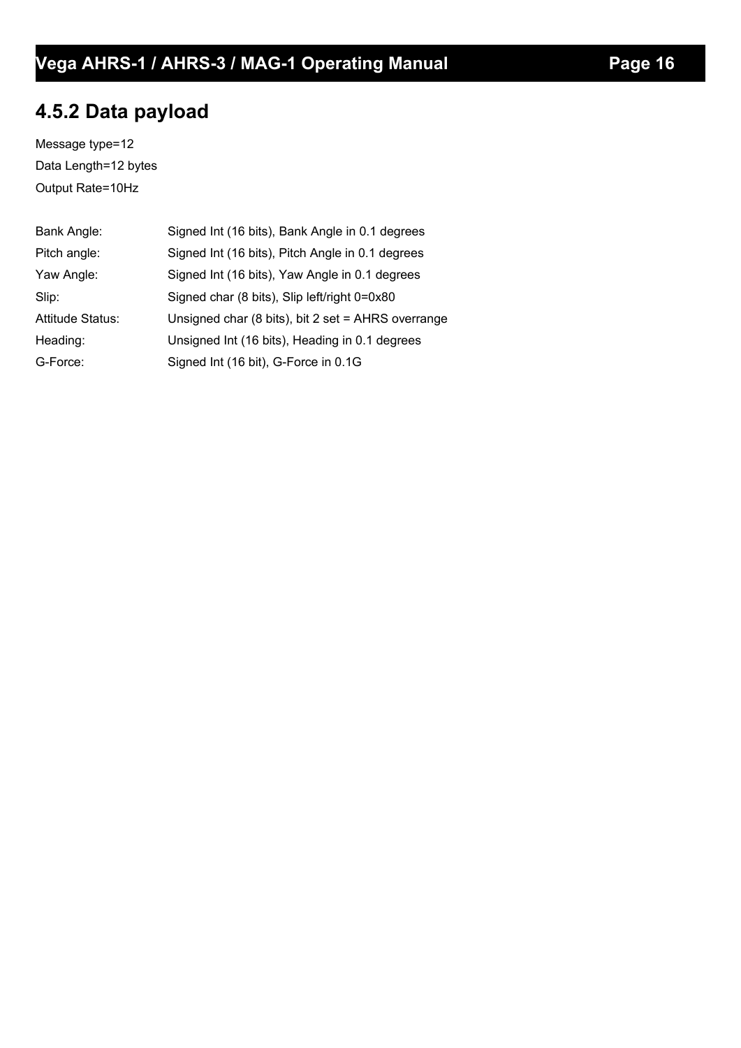## 4.5.2 Data payload

Message type=12

Data Length=12 bytes

Output Rate=10Hz

| | |
|---|---|
| Bank Angle: | Signed Int (16 bits), Bank Angle in 0.1 degrees |
| Pitch angle: | Signed Int (16 bits), Pitch Angle in 0.1 degrees |
| Yaw Angle: | Signed Int (16 bits), Yaw Angle in 0.1 degrees |
| Slip: | Signed char (8 bits), Slip left/right 0=0x80 |
| Attitude Status: | Unsigned char (8 bits), bit 2 set = AHRS overrange |
| Heading: | Unsigned Int (16 bits), Heading in 0.1 degrees |
| G-Force: | Signed Int (16 bit), G-Force in 0.1G |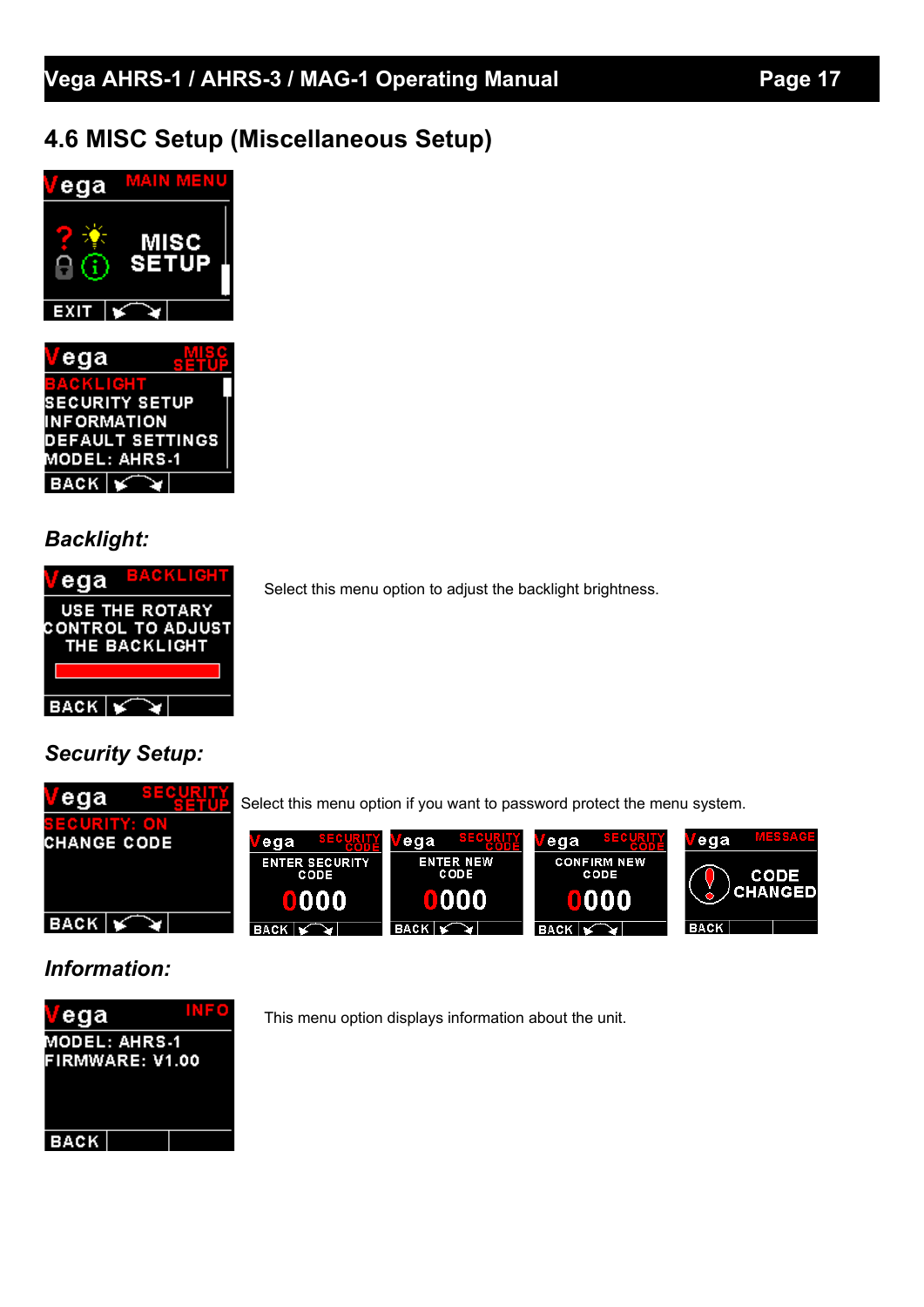## 4.6 MISC Setup (Miscellaneous Setup)

### *Backlight:*

Select this menu option to adjust the backlight brightness.

### *Security Setup:*

Select this menu option if you want to password protect the menu system.

### *Information:*

This menu option displays information about the unit.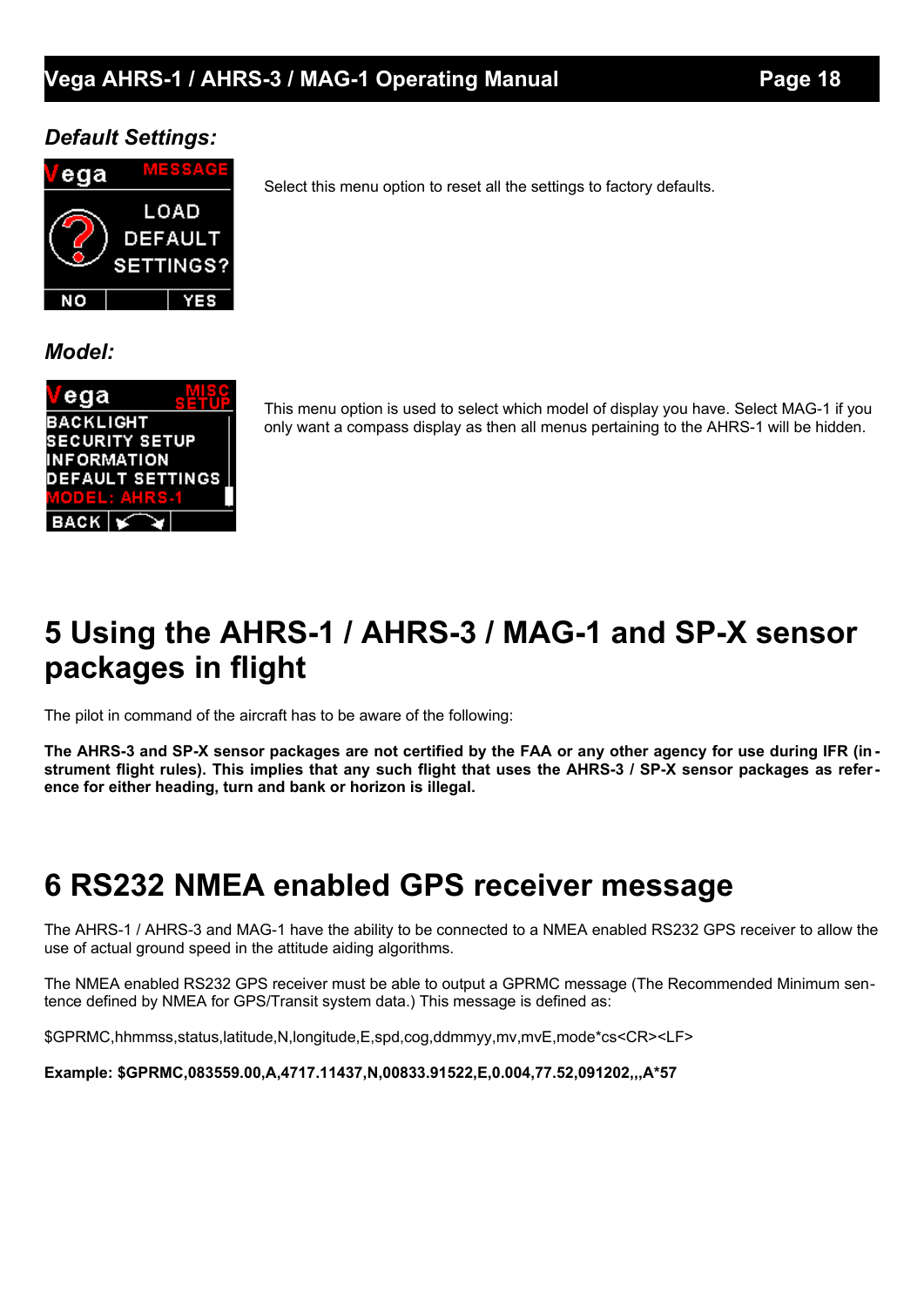### *Default Settings:*

Select this menu option to reset all the settings to factory defaults.

### *Model:*

This menu option is used to select which model of display you have. Select MAG-1 if you only want a compass display as then all menus pertaining to the AHRS-1 will be hidden.

# 5 Using the AHRS-1 / AHRS-3 / MAG-1 and SP-X sensor packages in flight

The pilot in command of the aircraft has to be aware of the following:

**The AHRS-3 and SP-X sensor packages are not certified by the FAA or any other agency for use during IFR (instrument flight rules). This implies that any such flight that uses the AHRS-3 / SP-X sensor packages as reference for either heading, turn and bank or horizon is illegal.**

# 6 RS232 NMEA enabled GPS receiver message

The AHRS-1 / AHRS-3 and MAG-1 have the ability to be connected to a NMEA enabled RS232 GPS receiver to allow the use of actual ground speed in the attitude aiding algorithms.

The NMEA enabled RS232 GPS receiver must be able to output a GPRMC message (The Recommended Minimum sentence defined by NMEA for GPS/Transit system data.) This message is defined as:

$GPRMC,hhmmss,status,latitude,N,longitude,E,spd,cog,ddmmyy,mv,mvE,mode*cs<CR><LF>

**Example: $GPRMC,083559.00,A,4717.11437,N,00833.91522,E,0.004,77.52,091202,,,A*57**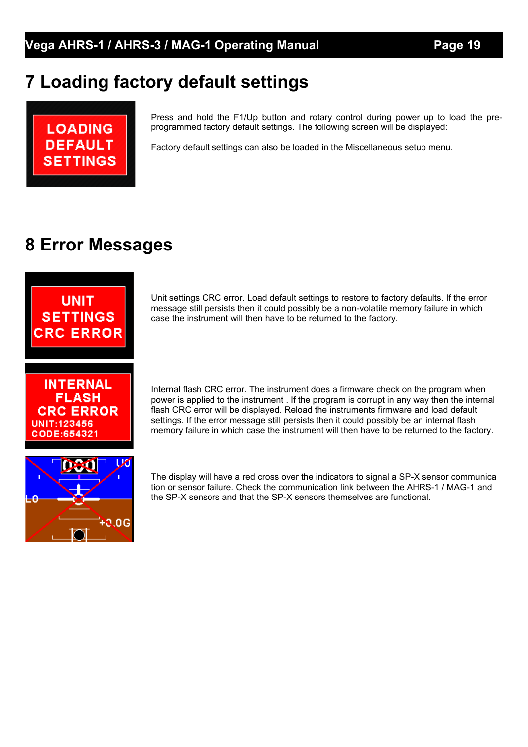# 7 Loading factory default settings

Press and hold the F1/Up button and rotary control during power up to load the pre-programmed factory default settings. The following screen will be displayed:

Factory default settings can also be loaded in the Miscellaneous setup menu.

# 8 Error Messages

Unit settings CRC error. Load default settings to restore to factory defaults. If the error message still persists then it could possibly be a non-volatile memory failure in which case the instrument will then have to be returned to the factory.

Internal flash CRC error. The instrument does a firmware check on the program when power is applied to the instrument . If the program is corrupt in any way then the internal flash CRC error will be displayed. Reload the instruments firmware and load default settings. If the error message still persists then it could possibly be an internal flash memory failure in which case the instrument will then have to be returned to the factory.

The display will have a red cross over the indicators to signal a SP-X sensor communication or sensor failure. Check the communication link between the AHRS-1 / MAG-1 and the SP-X sensors and that the SP-X sensors themselves are functional.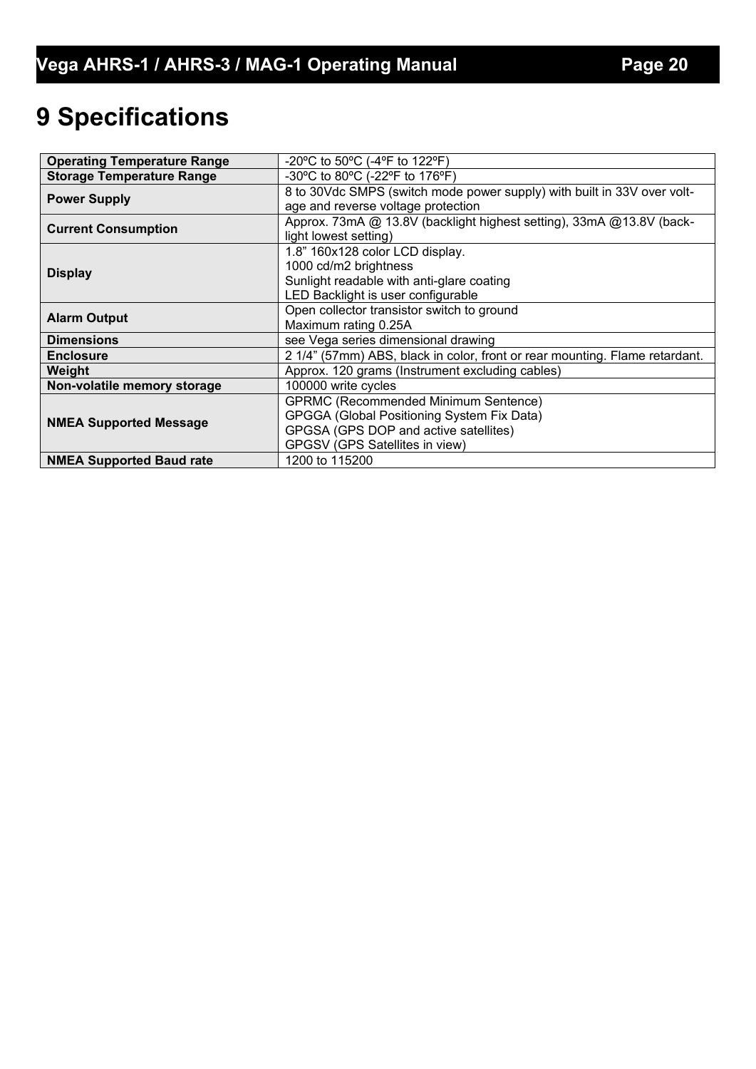# 9 Specifications

| | |
|---|---|
| **Operating Temperature Range** | -20ºC to 50ºC (-4ºF to 122ºF) |
| **Storage Temperature Range** | -30ºC to 80ºC (-22ºF to 176ºF) |
| **Power Supply** | 8 to 30Vdc SMPS (switch mode power supply) with built in 33V over voltage and reverse voltage protection |
| **Current Consumption** | Approx. 73mA @ 13.8V (backlight highest setting), 33mA @13.8V (backlight lowest setting) |
| **Display** | 1.8” 160x128 color LCD display.<br>1000 cd/m2 brightness<br>Sunlight readable with anti-glare coating<br>LED Backlight is user configurable |
| **Alarm Output** | Open collector transistor switch to ground<br>Maximum rating 0.25A |
| **Dimensions** | see Vega series dimensional drawing |
| **Enclosure** | 2 1/4” (57mm) ABS, black in color, front or rear mounting. Flame retardant. |
| **Weight** | Approx. 120 grams (Instrument excluding cables) |
| **Non-volatile memory storage** | 100000 write cycles |
| **NMEA Supported Message** | GPRMC (Recommended Minimum Sentence)<br>GPGGA (Global Positioning System Fix Data)<br>GPGSA (GPS DOP and active satellites)<br>GPGSV (GPS Satellites in view) |
| **NMEA Supported Baud rate** | 1200 to 115200 |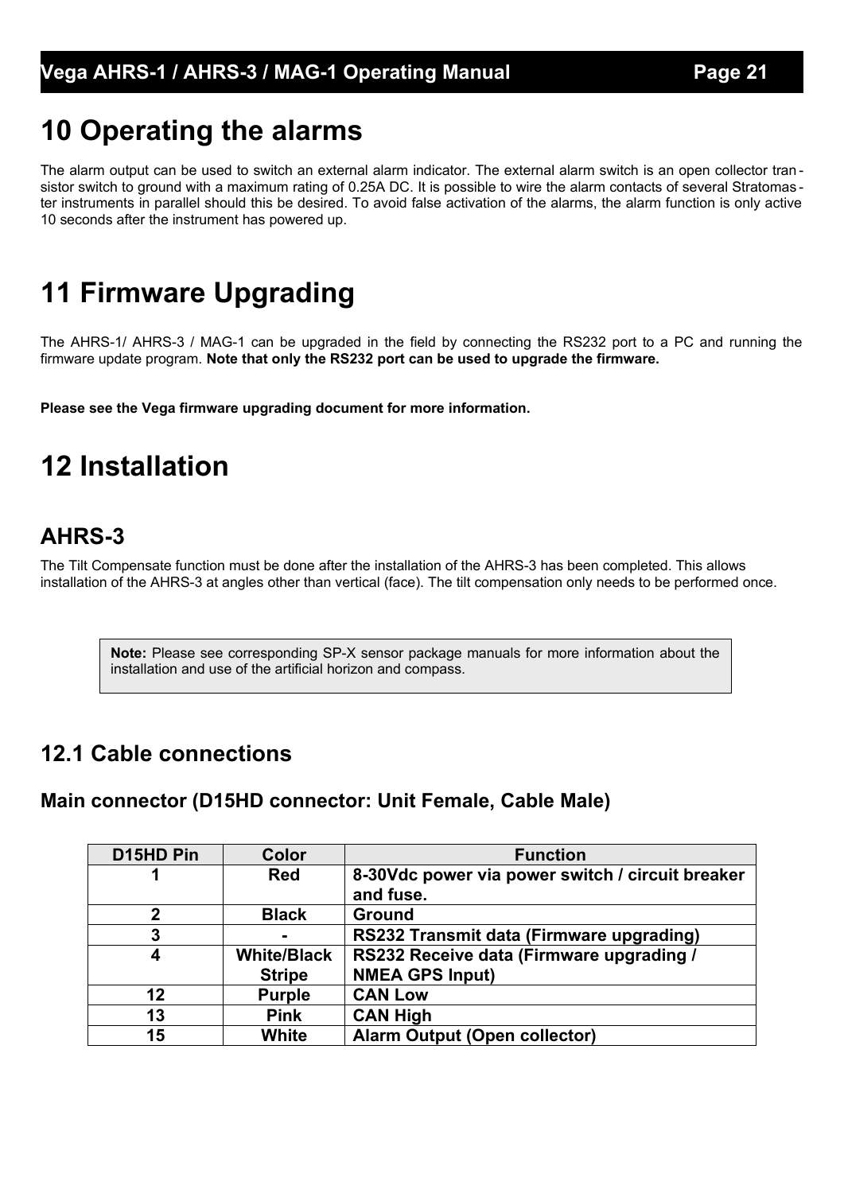// Running header "Vega AHRS-1 / AHRS-3 / MAG-1 Operating Manual Page 21" omitted per rules.
# 10 Operating the alarms

The alarm output can be used to switch an external alarm indicator. The external alarm switch is an open collector transistor switch to ground with a maximum rating of 0.25A DC. It is possible to wire the alarm contacts of several Stratomaster instruments in parallel should this be desired. To avoid false activation of the alarms, the alarm function is only active 10 seconds after the instrument has powered up.

# 11 Firmware Upgrading

The AHRS-1/ AHRS-3 / MAG-1 can be upgraded in the field by connecting the RS232 port to a PC and running the firmware update program. **Note that only the RS232 port can be used to upgrade the firmware.**

**Please see the Vega firmware upgrading document for more information.**

# 12 Installation

## AHRS-3

The Tilt Compensate function must be done after the installation of the AHRS-3 has been completed. This allows installation of the AHRS-3 at angles other than vertical (face). The tilt compensation only needs to be performed once.

> **Note:** Please see corresponding SP-X sensor package manuals for more information about the installation and use of the artificial horizon and compass.

## 12.1 Cable connections

### Main connector (D15HD connector: Unit Female, Cable Male)

| D15HD Pin | Color | Function |
|---|---|---|
| **1** | **Red** | **8-30Vdc power via power switch / circuit breaker and fuse.** |
| **2** | **Black** | **Ground** |
| **3** | **-** | **RS232 Transmit data (Firmware upgrading)** |
| **4** | **White/Black Stripe** | **RS232 Receive data (Firmware upgrading / NMEA GPS Input)** |
| **12** | **Purple** | **CAN Low** |
| **13** | **Pink** | **CAN High** |
| **15** | **White** | **Alarm Output (Open collector)** |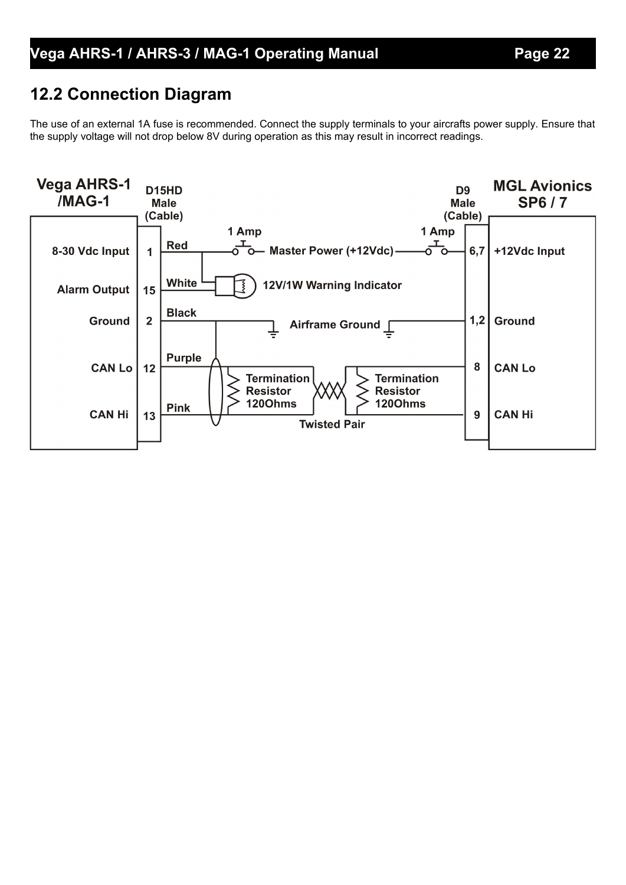## 12.2 Connection Diagram

The use of an external 1A fuse is recommended. Connect the supply terminals to your aircrafts power supply. Ensure that the supply voltage will not drop below 8V during operation as this may result in incorrect readings.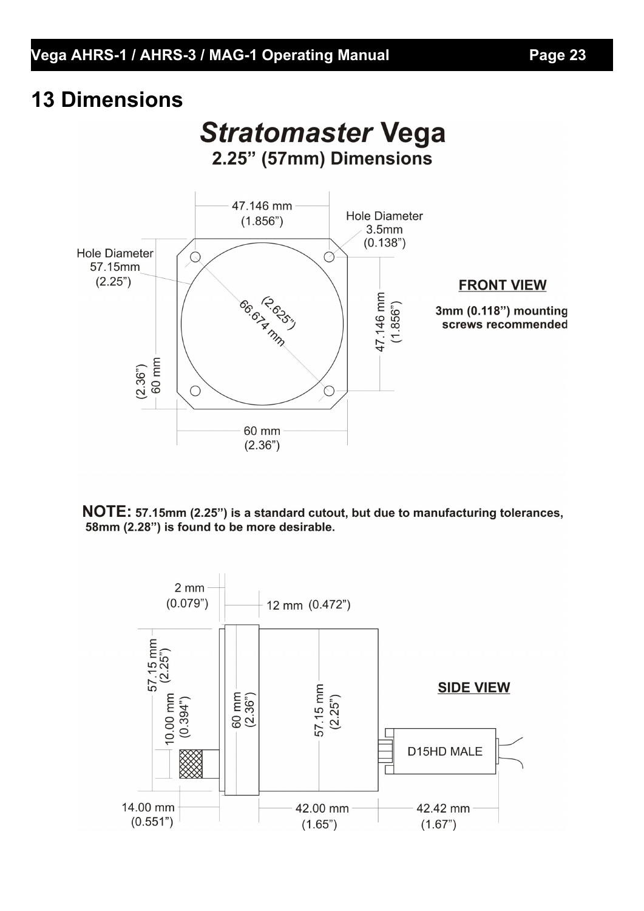# 13 Dimensions

## *Stratomaster* Vega

### 2.25" (57mm) Dimensions

47.146 mm (1.856")

Hole Diameter 3.5mm (0.138")

Hole Diameter 57.15mm (2.25")

(2.625") 66.674 mm

47.146 mm (1.856")

(2.36") 60 mm

60 mm (2.36")

**FRONT VIEW**

**3mm (0.118") mounting screws recommended**

**NOTE:** **57.15mm (2.25") is a standard cutout, but due to manufacturing tolerances, 58mm (2.28") is found to be more desirable.**

2 mm (0.079")

12 mm (0.472")

57.15 mm (2.25")

10.00 mm (0.394")

60 mm (2.36")

57.15 mm (2.25")

D15HD MALE

**SIDE VIEW**

14.00 mm (0.551")

42.00 mm (1.65")

42.42 mm (1.67")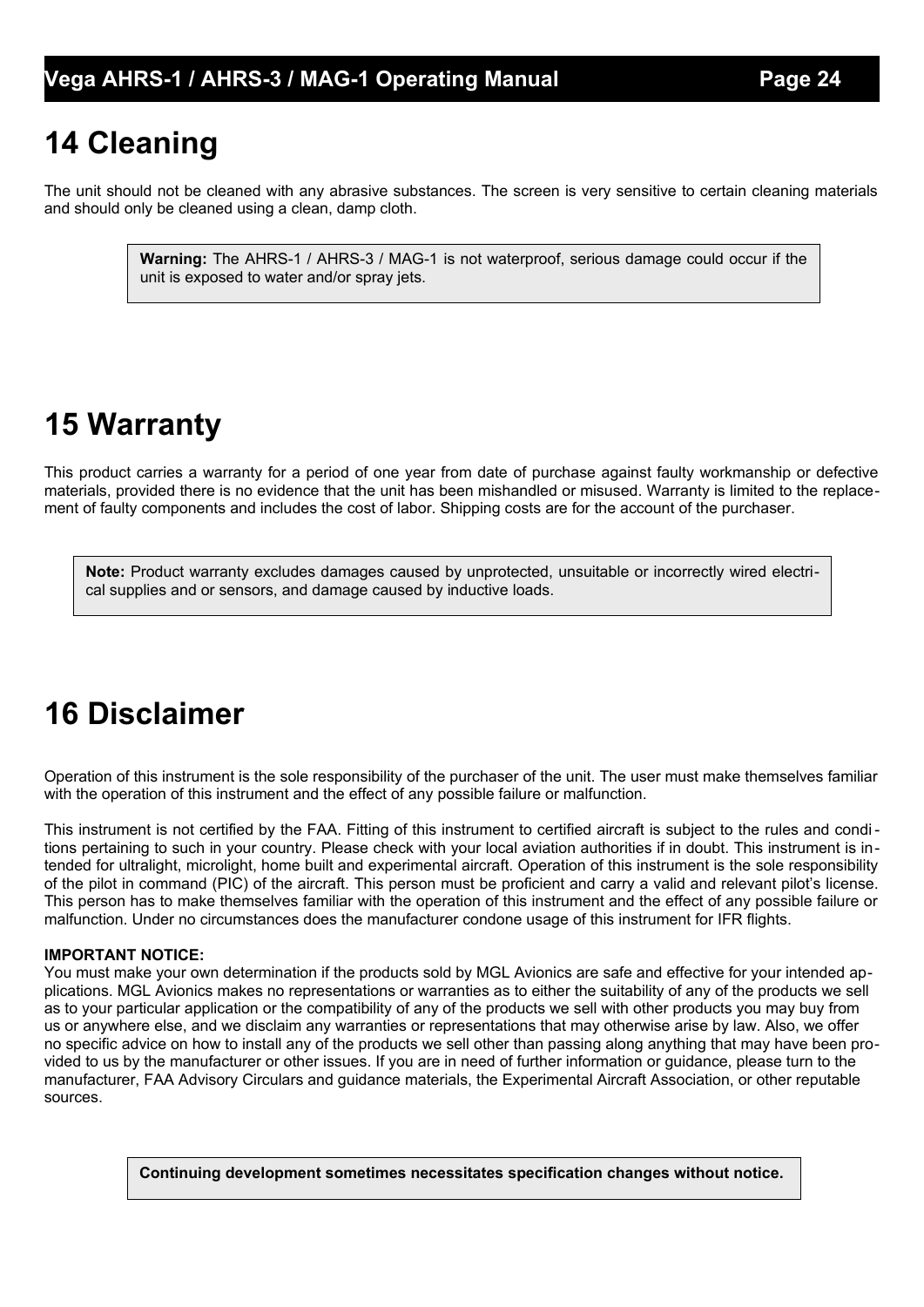# 14 Cleaning

The unit should not be cleaned with any abrasive substances. The screen is very sensitive to certain cleaning materials and should only be cleaned using a clean, damp cloth.

> **Warning:** The AHRS-1 / AHRS-3 / MAG-1 is not waterproof, serious damage could occur if the unit is exposed to water and/or spray jets.

# 15 Warranty

This product carries a warranty for a period of one year from date of purchase against faulty workmanship or defective materials, provided there is no evidence that the unit has been mishandled or misused. Warranty is limited to the replacement of faulty components and includes the cost of labor. Shipping costs are for the account of the purchaser.

> **Note:** Product warranty excludes damages caused by unprotected, unsuitable or incorrectly wired electrical supplies and or sensors, and damage caused by inductive loads.

# 16 Disclaimer

Operation of this instrument is the sole responsibility of the purchaser of the unit. The user must make themselves familiar with the operation of this instrument and the effect of any possible failure or malfunction.

This instrument is not certified by the FAA. Fitting of this instrument to certified aircraft is subject to the rules and conditions pertaining to such in your country. Please check with your local aviation authorities if in doubt. This instrument is intended for ultralight, microlight, home built and experimental aircraft. Operation of this instrument is the sole responsibility of the pilot in command (PIC) of the aircraft. This person must be proficient and carry a valid and relevant pilot's license. This person has to make themselves familiar with the operation of this instrument and the effect of any possible failure or malfunction. Under no circumstances does the manufacturer condone usage of this instrument for IFR flights.

**IMPORTANT NOTICE:**
You must make your own determination if the products sold by MGL Avionics are safe and effective for your intended applications. MGL Avionics makes no representations or warranties as to either the suitability of any of the products we sell as to your particular application or the compatibility of any of the products we sell with other products you may buy from us or anywhere else, and we disclaim any warranties or representations that may otherwise arise by law. Also, we offer no specific advice on how to install any of the products we sell other than passing along anything that may have been provided to us by the manufacturer or other issues. If you are in need of further information or guidance, please turn to the manufacturer, FAA Advisory Circulars and guidance materials, the Experimental Aircraft Association, or other reputable sources.

> **Continuing development sometimes necessitates specification changes without notice.**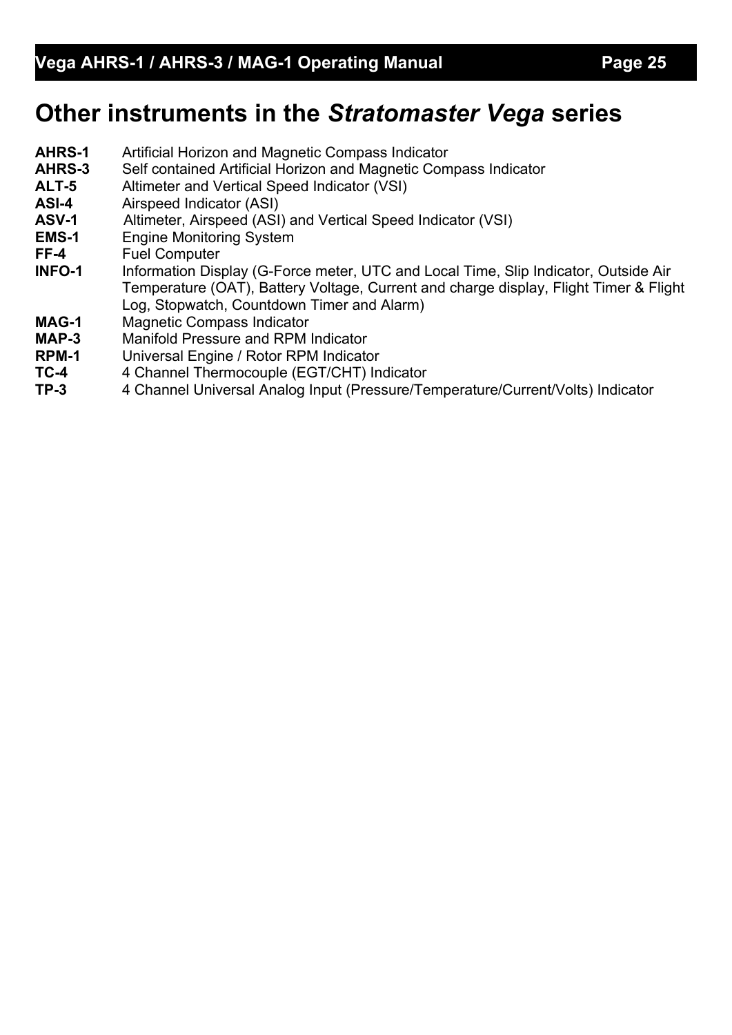# Other instruments in the *Stratomaster Vega* series

| | |
|---|---|
| **AHRS-1** | Artificial Horizon and Magnetic Compass Indicator |
| **AHRS-3** | Self contained Artificial Horizon and Magnetic Compass Indicator |
| **ALT-5** | Altimeter and Vertical Speed Indicator (VSI) |
| **ASI-4** | Airspeed Indicator (ASI) |
| **ASV-1** | Altimeter, Airspeed (ASI) and Vertical Speed Indicator (VSI) |
| **EMS-1** | Engine Monitoring System |
| **FF-4** | Fuel Computer |
| **INFO-1** | Information Display (G-Force meter, UTC and Local Time, Slip Indicator, Outside Air Temperature (OAT), Battery Voltage, Current and charge display, Flight Timer & Flight Log, Stopwatch, Countdown Timer and Alarm) |
| **MAG-1** | Magnetic Compass Indicator |
| **MAP-3** | Manifold Pressure and RPM Indicator |
| **RPM-1** | Universal Engine / Rotor RPM Indicator |
| **TC-4** | 4 Channel Thermocouple (EGT/CHT) Indicator |
| **TP-3** | 4 Channel Universal Analog Input (Pressure/Temperature/Current/Volts) Indicator |